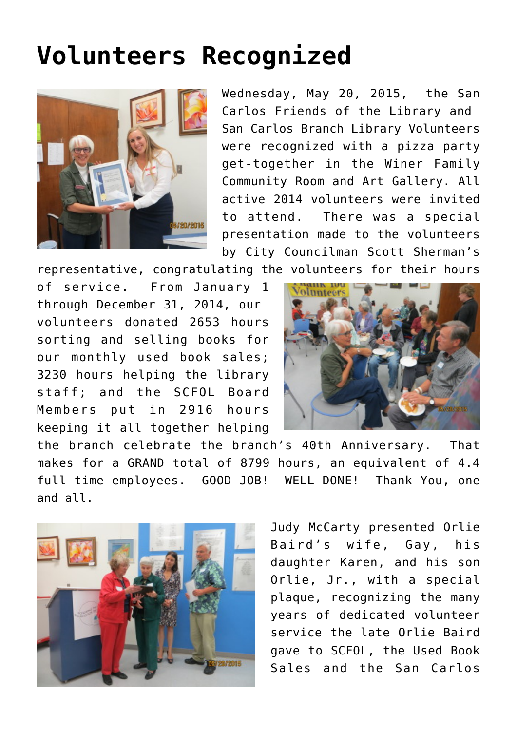# Volunteers Recognized

Wednesday, May 20, 2015, the San Carlos Friends of the Library and San Carlos Branch Library Volunteers were recognized with a pizza party get-together in the Winer Family Community Room and Art Gallery. All active 2014 volunteers were invited to attend. There was a special presentation made to the volunteers by City Councilman Scott Sherman's representative, congratulating the volunteers for their hours of service. From January 1 through December 31, 2014, our volunteers donated 2653 hours sorting and selling books for our monthly used book sales; 3230 hours helping the library staff; and the SCFOL Board Members put in 2916 hours keeping it all together helping the branch celebrate the branch's 40th Anniversary. That makes for a GRAND total of 8799 hours, an equivalent of 4.4 full time employees. GOOD JOB! WELL DONE! Thank You, one and all.

Judy McCarty presented Orlie Baird's wife, Gay, his daughter Karen, and his son Orlie, Jr., with a special plaque, recognizing the many years of dedicated volunteer service the late Orlie Baird gave to SCFOL, the Used Book Sales and the San Carlos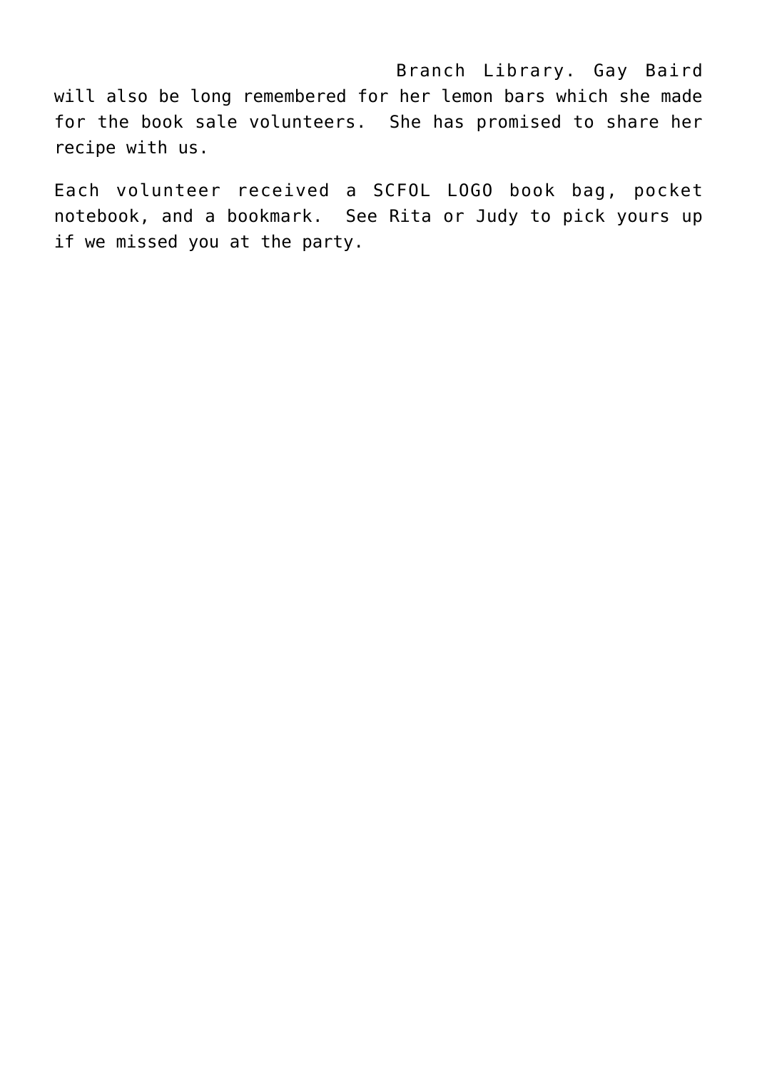Branch Library. Gay Baird will also be long remembered for her lemon bars which she made for the book sale volunteers. She has promised to share her recipe with us.

Each volunteer received a SCFOL LOGO book bag, pocket notebook, and a bookmark. See Rita or Judy to pick yours up if we missed you at the party.